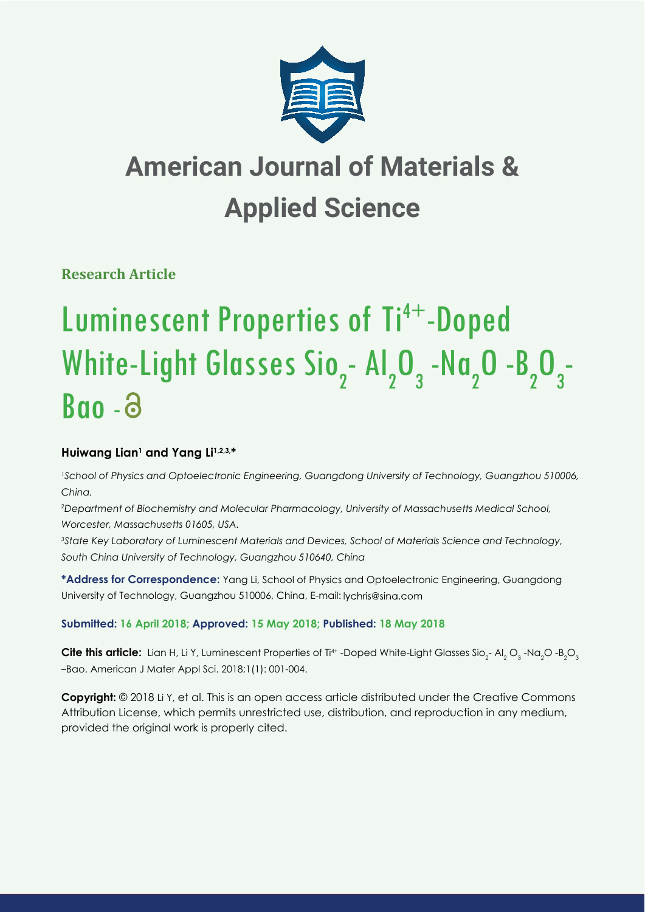# American Journal of Materials & Applied Science

**Research Article**

# Luminescent Properties of $Ti^{4+}$-Doped White-Light Glasses $Sio_2$- $Al_2O_3$ -$Na_2O$ -$B_2O_3$-Bao -

**Huiwang Lian[1] and Yang Li[1,2,3,*]**

*[1]School of Physics and Optoelectronic Engineering, Guangdong University of Technology, Guangzhou 510006, China.*

*[2]Department of Biochemistry and Molecular Pharmacology, University of Massachusetts Medical School, Worcester, Massachusetts 01605, USA.*

*[3]State Key Laboratory of Luminescent Materials and Devices, School of Materials Science and Technology, South China University of Technology, Guangzhou 510640, China*

**\*Address for Correspondence:** Yang Li, School of Physics and Optoelectronic Engineering, Guangdong University of Technology, Guangzhou 510006, China, E-mail: lychris@sina.com

**Submitted: 16 April 2018; Approved: 15 May 2018; Published: 18 May 2018**

**Cite this article:** Lian H, Li Y, Luminescent Properties of $Ti^{4+}$ -Doped White-Light Glasses $Sio_2$- $Al_2O_3$ -$Na_2O$ -$B_2O_3$ –Bao. American J Mater Appl Sci. 2018;1(1): 001-004.

**Copyright:** © 2018 Li Y, et al. This is an open access article distributed under the Creative Commons Attribution License, which permits unrestricted use, distribution, and reproduction in any medium, provided the original work is properly cited.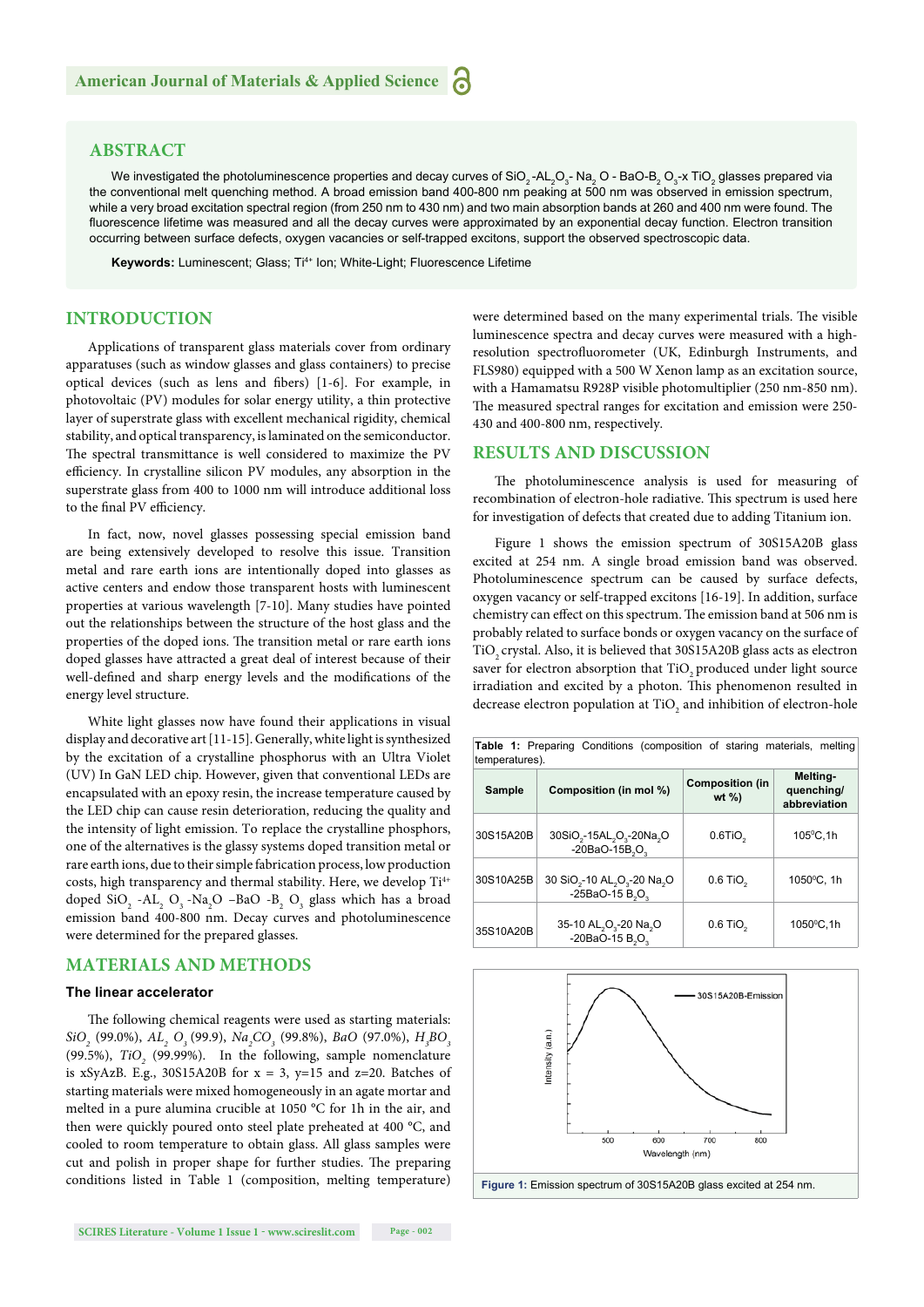## ABSTRACT

We investigated the photoluminescence properties and decay curves of $SiO_2$ -$AL_2O_3$- $Na_2$ O - BaO-$B_2$ $O_3$-x $TiO_2$ glasses prepared via the conventional melt quenching method. A broad emission band 400-800 nm peaking at 500 nm was observed in emission spectrum, while a very broad excitation spectral region (from 250 nm to 430 nm) and two main absorption bands at 260 and 400 nm were found. The fluorescence lifetime was measured and all the decay curves were approximated by an exponential decay function. Electron transition occurring between surface defects, oxygen vacancies or self-trapped excitons, support the observed spectroscopic data.

**Keywords:** Luminescent; Glass; $Ti^{4+}$ Ion; White-Light; Fluorescence Lifetime

## INTRODUCTION

Applications of transparent glass materials cover from ordinary apparatuses (such as window glasses and glass containers) to precise optical devices (such as lens and fibers) [1-6]. For example, in photovoltaic (PV) modules for solar energy utility, a thin protective layer of superstrate glass with excellent mechanical rigidity, chemical stability, and optical transparency, is laminated on the semiconductor. The spectral transmittance is well considered to maximize the PV efficiency. In crystalline silicon PV modules, any absorption in the superstrate glass from 400 to 1000 nm will introduce additional loss to the final PV efficiency.

In fact, now, novel glasses possessing special emission band are being extensively developed to resolve this issue. Transition metal and rare earth ions are intentionally doped into glasses as active centers and endow those transparent hosts with luminescent properties at various wavelength [7-10]. Many studies have pointed out the relationships between the structure of the host glass and the properties of the doped ions. The transition metal or rare earth ions doped glasses have attracted a great deal of interest because of their well-defined and sharp energy levels and the modifications of the energy level structure.

White light glasses now have found their applications in visual display and decorative art [11-15]. Generally, white light is synthesized by the excitation of a crystalline phosphorus with an Ultra Violet (UV) In GaN LED chip. However, given that conventional LEDs are encapsulated with an epoxy resin, the increase temperature caused by the LED chip can cause resin deterioration, reducing the quality and the intensity of light emission. To replace the crystalline phosphors, one of the alternatives is the glassy systems doped transition metal or rare earth ions, due to their simple fabrication process, low production costs, high transparency and thermal stability. Here, we develop $Ti^{4+}$ doped $SiO_2$ -$AL_2$ $O_3$ -$Na_2O$ –BaO -$B_2$ $O_3$ glass which has a broad emission band 400-800 nm. Decay curves and photoluminescence were determined for the prepared glasses.

## MATERIALS AND METHODS

### The linear accelerator

The following chemical reagents were used as starting materials: *$SiO_2$* (99.0%), *$AL_2$ $O_3$* (99.9), *$Na_2CO_3$* (99.8%), *BaO* (97.0%), *$H_3BO_3$* (99.5%), *$TiO_2$* (99.99%). In the following, sample nomenclature is xSyAzB. E.g., 30S15A20B for x = 3, y=15 and z=20. Batches of starting materials were mixed homogeneously in an agate mortar and melted in a pure alumina crucible at 1050 °C for 1h in the air, and then were quickly poured onto steel plate preheated at 400 °C, and cooled to room temperature to obtain glass. All glass samples were cut and polish in proper shape for further studies. The preparing conditions listed in Table 1 (composition, melting temperature) were determined based on the many experimental trials. The visible luminescence spectra and decay curves were measured with a high-resolution spectrofluorometer (UK, Edinburgh Instruments, and FLS980) equipped with a 500 W Xenon lamp as an excitation source, with a Hamamatsu R928P visible photomultiplier (250 nm-850 nm). The measured spectral ranges for excitation and emission were 250-430 and 400-800 nm, respectively.

## RESULTS AND DISCUSSION

The photoluminescence analysis is used for measuring of recombination of electron-hole radiative. This spectrum is used here for investigation of defects that created due to adding Titanium ion.

Figure 1 shows the emission spectrum of 30S15A20B glass excited at 254 nm. A single broad emission band was observed. Photoluminescence spectrum can be caused by surface defects, oxygen vacancy or self-trapped excitons [16-19]. In addition, surface chemistry can effect on this spectrum. The emission band at 506 nm is probably related to surface bonds or oxygen vacancy on the surface of $TiO_2$ crystal. Also, it is believed that 30S15A20B glass acts as electron saver for electron absorption that $TiO_2$ produced under light source irradiation and excited by a photon. This phenomenon resulted in decrease electron population at $TiO_2$ and inhibition of electron-hole

**Table 1:** Preparing Conditions (composition of staring materials, melting temperatures).

| Sample | Composition (in mol %) | Composition (in wt %) | Melting-quenching/ abbreviation |
|---|---|---|---|
| 30S15A20B | 30$SiO_2$-15$AL_2O_3$-20$Na_2O$ -20BaO-15$B_2O_3$ | 0.6$TiO_2$ | 105°C,1h |
| 30S10A25B | 30 $SiO_2$-10 $AL_2O_3$-20 $Na_2O$ -25BaO-15 $B_2O_3$ | 0.6 $TiO_2$ | 1050°C, 1h |
| 35S10A20B | 35-10 $AL_2O_3$-20 $Na_2O$ -20BaO-15 $B_2O_3$ | 0.6 $TiO_2$ | 1050°C,1h |

**Figure 1:** Emission spectrum of 30S15A20B glass excited at 254 nm.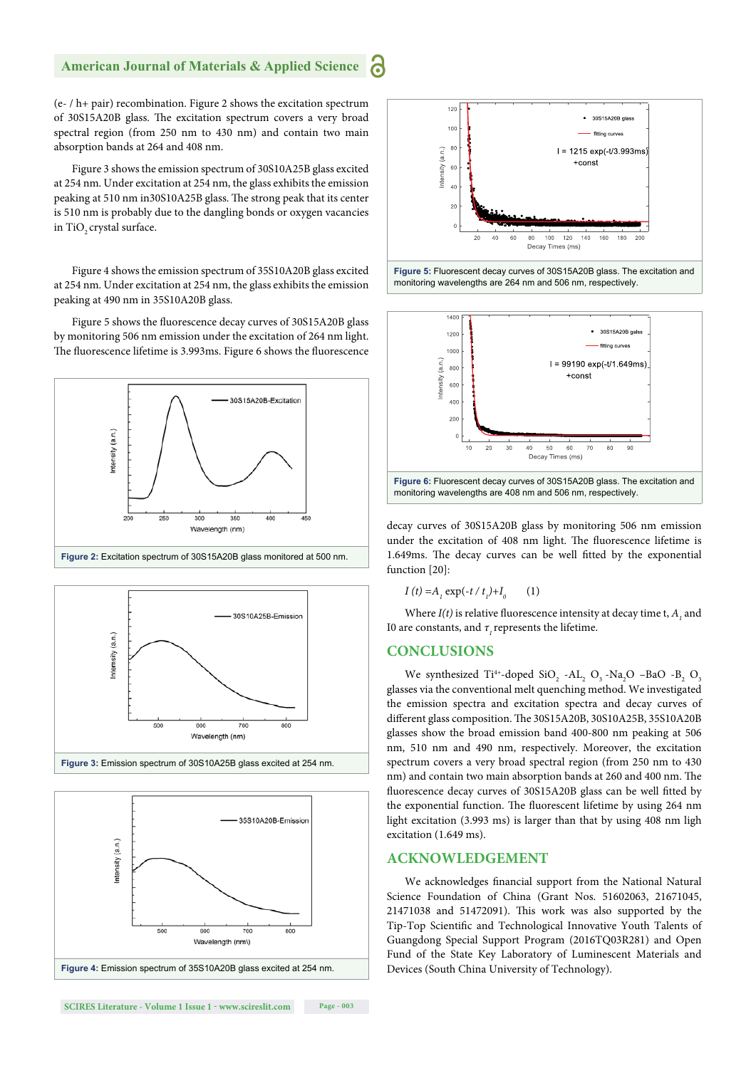(e- / h+ pair) recombination. Figure 2 shows the excitation spectrum of 30S15A20B glass. The excitation spectrum covers a very broad spectral region (from 250 nm to 430 nm) and contain two main absorption bands at 264 and 408 nm.

Figure 3 shows the emission spectrum of 30S10A25B glass excited at 254 nm. Under excitation at 254 nm, the glass exhibits the emission peaking at 510 nm in30S10A25B glass. The strong peak that its center is 510 nm is probably due to the dangling bonds or oxygen vacancies in $TiO_2$ crystal surface.

Figure 4 shows the emission spectrum of 35S10A20B glass excited at 254 nm. Under excitation at 254 nm, the glass exhibits the emission peaking at 490 nm in 35S10A20B glass.

Figure 5 shows the fluorescence decay curves of 30S15A20B glass by monitoring 506 nm emission under the excitation of 264 nm light. The fluorescence lifetime is 3.993ms. Figure 6 shows the fluorescence decay curves of 30S15A20B glass by monitoring 506 nm emission under the excitation of 408 nm light. The fluorescence lifetime is 1.649ms. The decay curves can be well fitted by the exponential function [20]:

**Figure 2:** Excitation spectrum of 30S15A20B glass monitored at 500 nm.

**Figure 3:** Emission spectrum of 30S10A25B glass excited at 254 nm.

**Figure 4:** Emission spectrum of 35S10A20B glass excited at 254 nm.

**Figure 5:** Fluorescent decay curves of 30S15A20B glass. The excitation and monitoring wavelengths are 264 nm and 506 nm, respectively.

**Figure 6:** Fluorescent decay curves of 30S15A20B glass. The excitation and monitoring wavelengths are 408 nm and 506 nm, respectively.

$$I(t) = A_1 \exp(-t / t_1) + I_0 \qquad (1)$$

Where $I(t)$ is relative fluorescence intensity at decay time t, $A_1$ and I0 are constants, and $\tau_1$ represents the lifetime.

## CONCLUSIONS

We synthesized $Ti^{4+}$-doped $SiO_2$ -$AL_2O_3$ -$Na_2O$ –BaO -$B_2O_3$ glasses via the conventional melt quenching method. We investigated the emission spectra and excitation spectra and decay curves of different glass composition. The 30S15A20B, 30S10A25B, 35S10A20B glasses show the broad emission band 400-800 nm peaking at 506 nm, 510 nm and 490 nm, respectively. Moreover, the excitation spectrum covers a very broad spectral region (from 250 nm to 430 nm) and contain two main absorption bands at 260 and 400 nm. The fluorescence decay curves of 30S15A20B glass can be well fitted by the exponential function. The fluorescent lifetime by using 264 nm light excitation (3.993 ms) is larger than that by using 408 nm ligh excitation (1.649 ms).

## ACKNOWLEDGEMENT

We acknowledge financial support from the National Natural Science Foundation of China (Grant Nos. 51602063, 21671045, 21471038 and 51472091). This work was also supported by the Tip-Top Scientific and Technological Innovative Youth Talents of Guangdong Special Support Program (2016TQ03R281) and Open Fund of the State Key Laboratory of Luminescent Materials and Devices (South China University of Technology).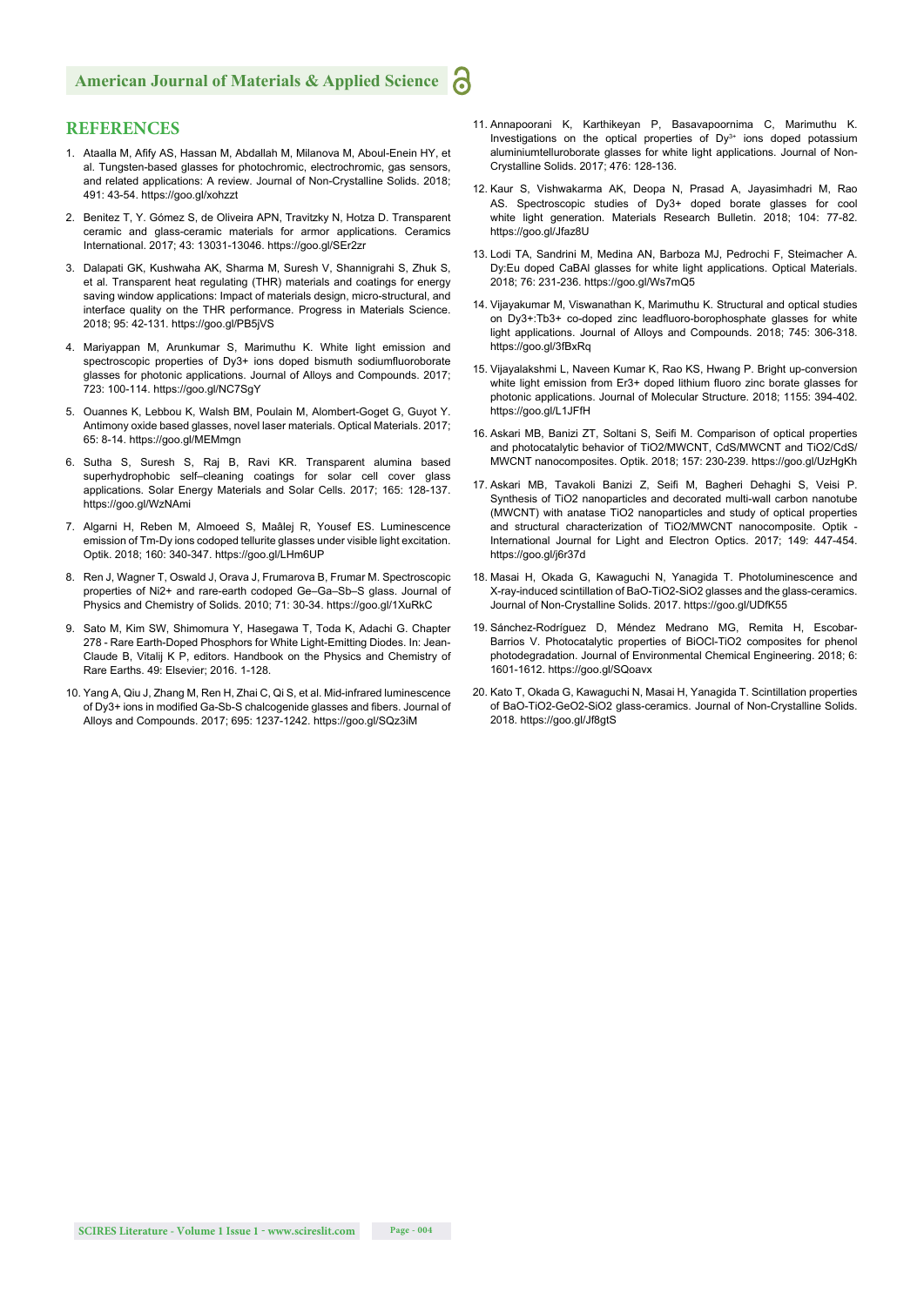## REFERENCES

1. Ataalla M, Afify AS, Hassan M, Abdallah M, Milanova M, Aboul-Enein HY, et al. Tungsten-based glasses for photochromic, electrochromic, gas sensors, and related applications: A review. Journal of Non-Crystalline Solids. 2018; 491: 43-54. https://goo.gl/xohzzt

2. Benitez T, Y. Gómez S, de Oliveira APN, Travitzky N, Hotza D. Transparent ceramic and glass-ceramic materials for armor applications. Ceramics International. 2017; 43: 13031-13046. https://goo.gl/SEr2zr

3. Dalapati GK, Kushwaha AK, Sharma M, Suresh V, Shannigrahi S, Zhuk S, et al. Transparent heat regulating (THR) materials and coatings for energy saving window applications: Impact of materials design, micro-structural, and interface quality on the THR performance. Progress in Materials Science. 2018; 95: 42-131. https://goo.gl/PB5jVS

4. Mariyappan M, Arunkumar S, Marimuthu K. White light emission and spectroscopic properties of Dy3+ ions doped bismuth sodiumfluoroborate glasses for photonic applications. Journal of Alloys and Compounds. 2017; 723: 100-114. https://goo.gl/NC7SgY

5. Ouannes K, Lebbou K, Walsh BM, Poulain M, Alombert-Goget G, Guyot Y. Antimony oxide based glasses, novel laser materials. Optical Materials. 2017; 65: 8-14. https://goo.gl/MEMmgn

6. Sutha S, Suresh S, Raj B, Ravi KR. Transparent alumina based superhydrophobic self–cleaning coatings for solar cell cover glass applications. Solar Energy Materials and Solar Cells. 2017; 165: 128-137. https://goo.gl/WzNAmi

7. Algarni H, Reben M, Almoeed S, Maâlej R, Yousef ES. Luminescence emission of Tm-Dy ions codoped tellurite glasses under visible light excitation. Optik. 2018; 160: 340-347. https://goo.gl/LHm6UP

8. Ren J, Wagner T, Oswald J, Orava J, Frumarova B, Frumar M. Spectroscopic properties of Ni2+ and rare-earth codoped Ge–Ga–Sb–S glass. Journal of Physics and Chemistry of Solids. 2010; 71: 30-34. https://goo.gl/1XuRkC

9. Sato M, Kim SW, Shimomura Y, Hasegawa T, Toda K, Adachi G. Chapter 278 - Rare Earth-Doped Phosphors for White Light-Emitting Diodes. In: Jean-Claude B, Vitalij K P, editors. Handbook on the Physics and Chemistry of Rare Earths. 49: Elsevier; 2016. 1-128.

10. Yang A, Qiu J, Zhang M, Ren H, Zhai C, Qi S, et al. Mid-infrared luminescence of Dy3+ ions in modified Ga-Sb-S chalcogenide glasses and fibers. Journal of Alloys and Compounds. 2017; 695: 1237-1242. https://goo.gl/SQz3iM

11. Annapoorani K, Karthikeyan P, Basavapoornima C, Marimuthu K. Investigations on the optical properties of $Dy^{3+}$ ions doped potassium aluminiumtelluroborate glasses for white light applications. Journal of Non-Crystalline Solids. 2017; 476: 128-136.

12. Kaur S, Vishwakarma AK, Deopa N, Prasad A, Jayasimhadri M, Rao AS. Spectroscopic studies of Dy3+ doped borate glasses for cool white light generation. Materials Research Bulletin. 2018; 104: 77-82. https://goo.gl/Jfaz8U

13. Lodi TA, Sandrini M, Medina AN, Barboza MJ, Pedrochi F, Steimacher A. Dy:Eu doped CaBAl glasses for white light applications. Optical Materials. 2018; 76: 231-236. https://goo.gl/Ws7mQ5

14. Vijayakumar M, Viswanathan K, Marimuthu K. Structural and optical studies on Dy3+:Tb3+ co-doped zinc leadfluoro-borophosphate glasses for white light applications. Journal of Alloys and Compounds. 2018; 745: 306-318. https://goo.gl/3fBxRq

15. Vijayalakshmi L, Naveen Kumar K, Rao KS, Hwang P. Bright up-conversion white light emission from Er3+ doped lithium fluoro zinc borate glasses for photonic applications. Journal of Molecular Structure. 2018; 1155: 394-402. https://goo.gl/L1JFfH

16. Askari MB, Banizi ZT, Soltani S, Seifi M. Comparison of optical properties and photocatalytic behavior of TiO2/MWCNT, CdS/MWCNT and TiO2/CdS/MWCNT nanocomposites. Optik. 2018; 157: 230-239. https://goo.gl/UzHgKh

17. Askari MB, Tavakoli Banizi Z, Seifi M, Bagheri Dehaghi S, Veisi P. Synthesis of TiO2 nanoparticles and decorated multi-wall carbon nanotube (MWCNT) with anatase TiO2 nanoparticles and study of optical properties and structural characterization of TiO2/MWCNT nanocomposite. Optik - International Journal for Light and Electron Optics. 2017; 149: 447-454. https://goo.gl/j6r37d

18. Masai H, Okada G, Kawaguchi N, Yanagida T. Photoluminescence and X-ray-induced scintillation of BaO-TiO2-SiO2 glasses and the glass-ceramics. Journal of Non-Crystalline Solids. 2017. https://goo.gl/UDfK55

19. Sánchez-Rodríguez D, Méndez Medrano MG, Remita H, Escobar-Barrios V. Photocatalytic properties of BiOCl-TiO2 composites for phenol photodegradation. Journal of Environmental Chemical Engineering. 2018; 6: 1601-1612. https://goo.gl/SQoavx

20. Kato T, Okada G, Kawaguchi N, Masai H, Yanagida T. Scintillation properties of BaO-TiO2-GeO2-SiO2 glass-ceramics. Journal of Non-Crystalline Solids. 2018. https://goo.gl/Jf8gtS